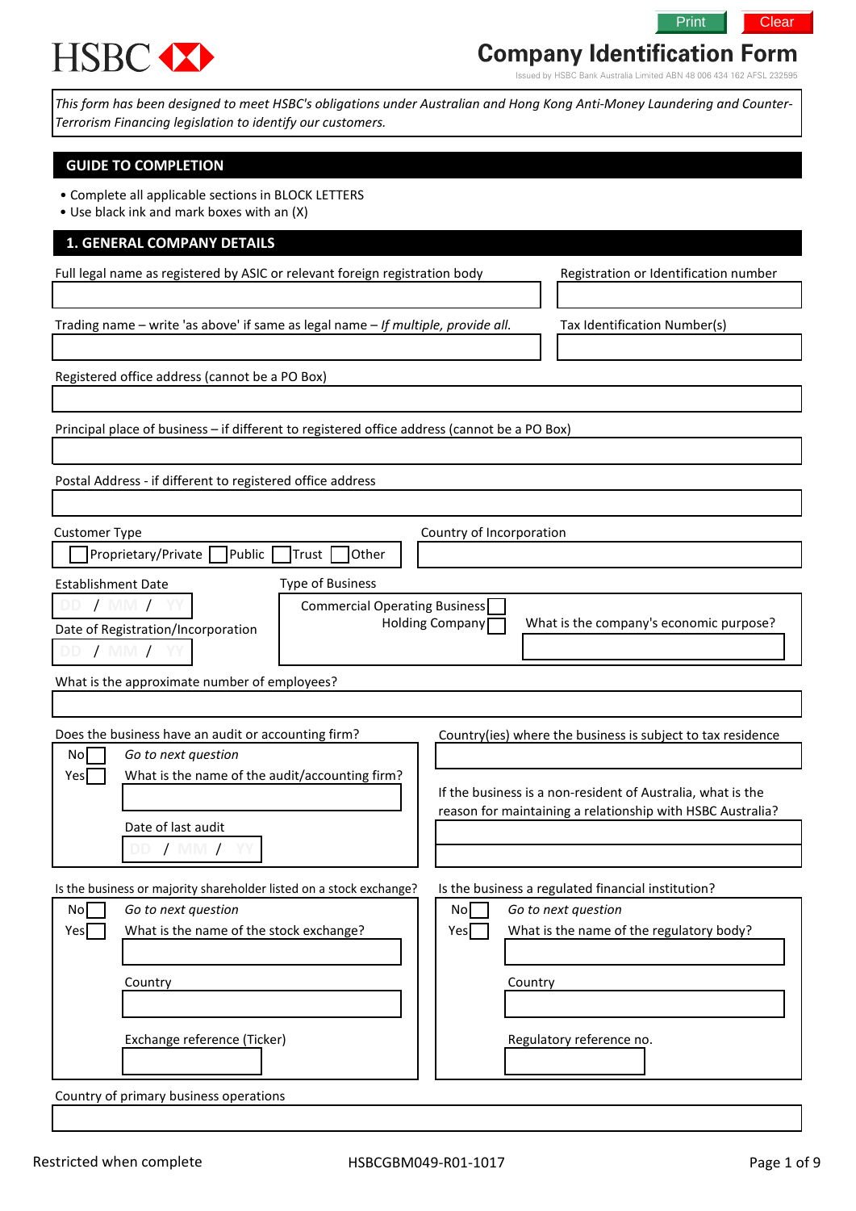HSBC

# Company Identification Form

Issued by HSBC Bank Australia Limited ABN 48 006 434 162 AFSL 232595

*This form has been designed to meet HSBC's obligations under Australian and Hong Kong Anti-Money Laundering and Counter-Terrorism Financing legislation to identify our customers.*

## GUIDE TO COMPLETION

- Complete all applicable sections in BLOCK LETTERS
- Use black ink and mark boxes with an (X)

## 1. GENERAL COMPANY DETAILS

Full legal name as registered by ASIC or relevant foreign registration body

Registration or Identification number

Trading name – write 'as above' if same as legal name – *If multiple, provide all.*

Tax Identification Number(s)

Registered office address (cannot be a PO Box)

Principal place of business – if different to registered office address (cannot be a PO Box)

Postal Address - if different to registered office address

Customer Type

☐ Proprietary/Private ☐ Public ☐ Trust ☐ Other

Country of Incorporation

Establishment Date

DD / MM / YY

Date of Registration/Incorporation

DD / MM / YY

Type of Business

Commercial Operating Business ☐

Holding Company ☐

What is the company's economic purpose?

What is the approximate number of employees?

Does the business have an audit or accounting firm?

No ☐ *Go to next question*

Yes ☐ What is the name of the audit/accounting firm?

Date of last audit

DD / MM / YY

Country(ies) where the business is subject to tax residence

If the business is a non-resident of Australia, what is the reason for maintaining a relationship with HSBC Australia?

Is the business or majority shareholder listed on a stock exchange?

No ☐ *Go to next question*

Yes ☐ What is the name of the stock exchange?

Country

Exchange reference (Ticker)

Is the business a regulated financial institution?

No ☐ *Go to next question*

Yes ☐ What is the name of the regulatory body?

Country

Regulatory reference no.

Country of primary business operations

Restricted when complete

HSBCGBM049-R01-1017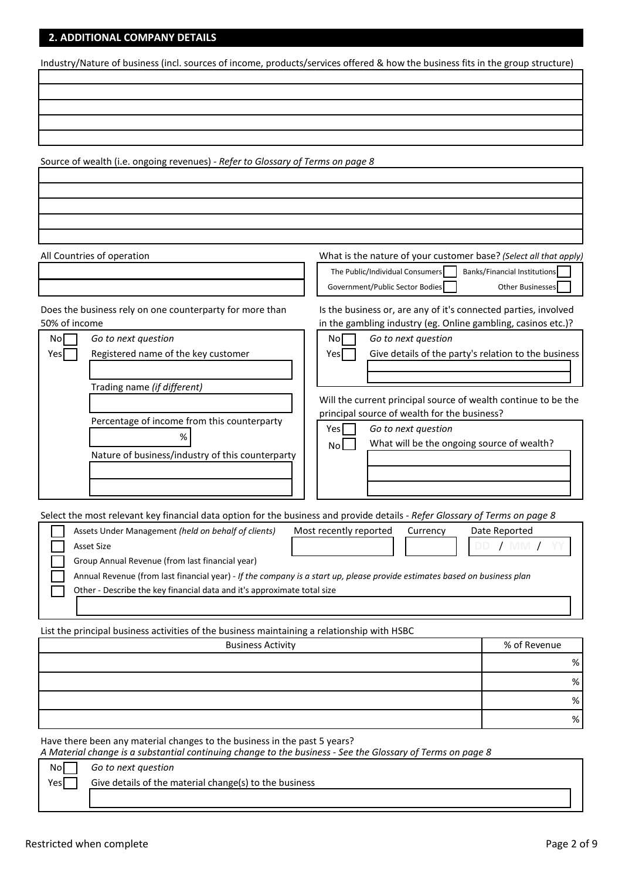## 2. ADDITIONAL COMPANY DETAILS

Industry/Nature of business (incl. sources of income, products/services offered & how the business fits in the group structure)

Source of wealth (i.e. ongoing revenues) - *Refer to Glossary of Terms on page 8*

All Countries of operation

What is the nature of your customer base? *(Select all that apply)*

- The Public/Individual Consumers ☐
- Banks/Financial Institutions ☐
- Government/Public Sector Bodies ☐
- Other Businesses ☐

Does the business rely on one counterparty for more than 50% of income

- No ☐ *Go to next question*
- Yes ☐ Registered name of the key customer

Trading name *(if different)*

Percentage of income from this counterparty

%

Nature of business/industry of this counterparty

Is the business or, are any of it's connected parties, involved in the gambling industry (eg. Online gambling, casinos etc.)?

- No ☐ *Go to next question*
- Yes ☐ Give details of the party's relation to the business

Will the current principal source of wealth continue to be the principal source of wealth for the business?

- Yes ☐ *Go to next question*
- No ☐ What will be the ongoing source of wealth?

Select the most relevant key financial data option for the business and provide details - *Refer Glossary of Terms on page 8*

- ☐ Assets Under Management *(held on behalf of clients)*
- ☐ Asset Size
- ☐ Group Annual Revenue (from last financial year)
- ☐ Annual Revenue (from last financial year) - *If the company is a start up, please provide estimates based on business plan*
- ☐ Other - Describe the key financial data and it's approximate total size

| Most recently reported | Currency | Date Reported |
|---|---|---|
| | | DD / MM / YY |

List the principal business activities of the business maintaining a relationship with HSBC

| Business Activity | % of Revenue |
|---|---|
| | % |
| | % |
| | % |
| | % |

Have there been any material changes to the business in the past 5 years?
*A Material change is a substantial continuing change to the business - See the Glossary of Terms on page 8*

- No ☐ *Go to next question*
- Yes ☐ Give details of the material change(s) to the business

Restricted when complete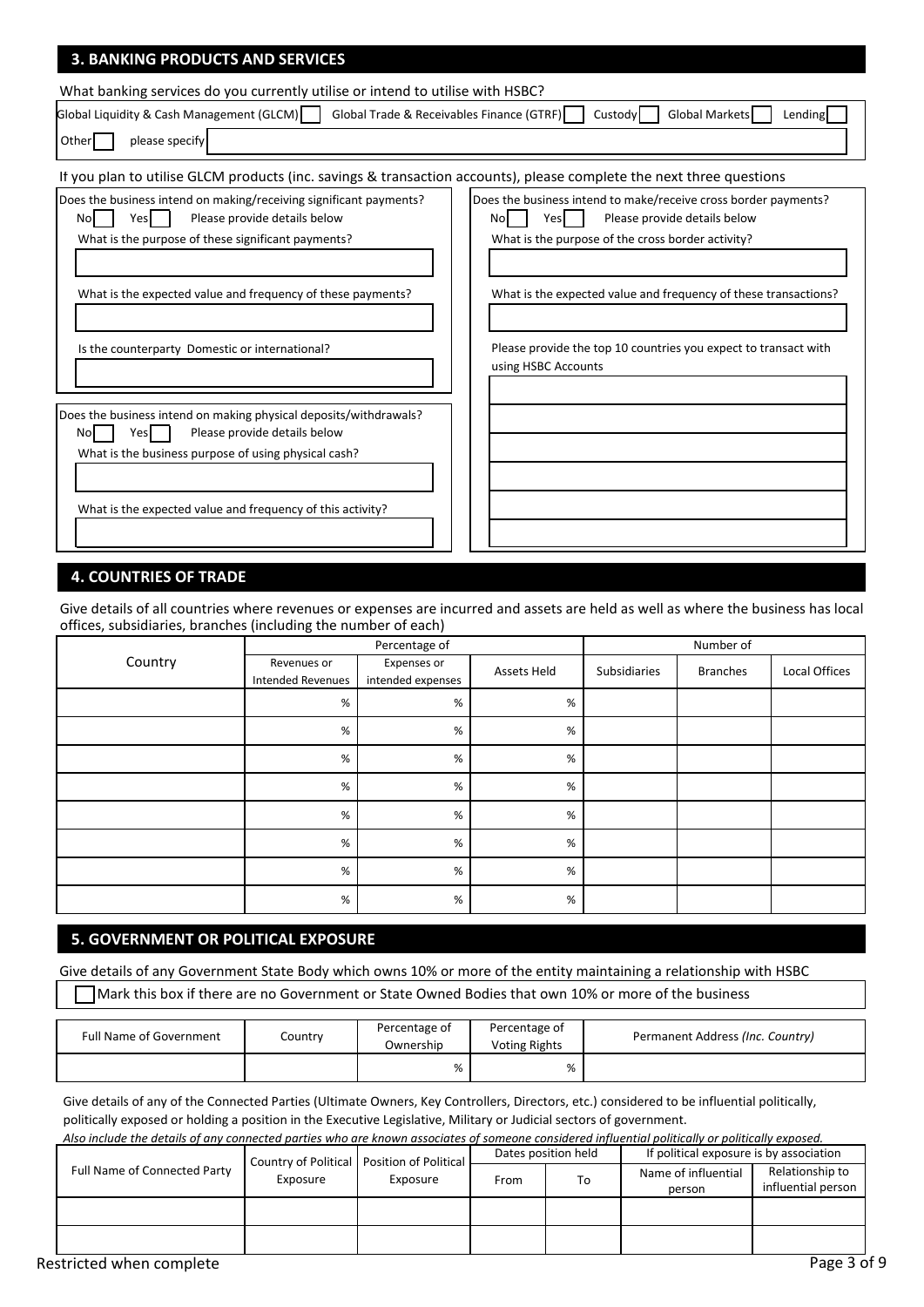## 3. BANKING PRODUCTS AND SERVICES

What banking services do you currently utilise or intend to utilise with HSBC?

Global Liquidity & Cash Management (GLCM) ☐ Global Trade & Receivables Finance (GTRF) ☐ Custody ☐ Global Markets ☐ Lending ☐

Other ☐ please specify

If you plan to utilise GLCM products (inc. savings & transaction accounts), please complete the next three questions

Does the business intend on making/receiving significant payments?
No ☐ Yes ☐ Please provide details below

What is the purpose of these significant payments?

What is the expected value and frequency of these payments?

Is the counterparty Domestic or international?

Does the business intend on making physical deposits/withdrawals?
No ☐ Yes ☐ Please provide details below

What is the business purpose of using physical cash?

What is the expected value and frequency of this activity?

Does the business intend to make/receive cross border payments?
No ☐ Yes ☐ Please provide details below

What is the purpose of the cross border activity?

What is the expected value and frequency of these transactions?

Please provide the top 10 countries you expect to transact with using HSBC Accounts

## 4. COUNTRIES OF TRADE

Give details of all countries where revenues or expenses are incurred and assets are held as well as where the business has local offices, subsidiaries, branches (including the number of each)

| Country | Percentage of | | | Number of | | |
|---|---|---|---|---|---|---|
| | Revenues or Intended Revenues | Expenses or intended expenses | Assets Held | Subsidiaries | Branches | Local Offices |
| | % | % | % | | | |
| | % | % | % | | | |
| | % | % | % | | | |
| | % | % | % | | | |
| | % | % | % | | | |
| | % | % | % | | | |
| | % | % | % | | | |
| | % | % | % | | | |

## 5. GOVERNMENT OR POLITICAL EXPOSURE

Give details of any Government State Body which owns 10% or more of the entity maintaining a relationship with HSBC

☐ Mark this box if there are no Government or State Owned Bodies that own 10% or more of the business

| Full Name of Government | Country | Percentage of Ownership | Percentage of Voting Rights | Permanent Address *(Inc. Country)* |
|---|---|---|---|---|
| | | % | % | |

Give details of any of the Connected Parties (Ultimate Owners, Key Controllers, Directors, etc.) considered to be influential politically, politically exposed or holding a position in the Executive Legislative, Military or Judicial sectors of government.

*Also include the details of any connected parties who are known associates of someone considered influential politically or politically exposed.*

| Full Name of Connected Party | Country of Political Exposure | Position of Political Exposure | Dates position held | | If political exposure is by association | |
|---|---|---|---|---|---|---|
| | | | From | To | Name of influential person | Relationship to influential person |
| | | | | | | |
| | | | | | | |

Restricted when complete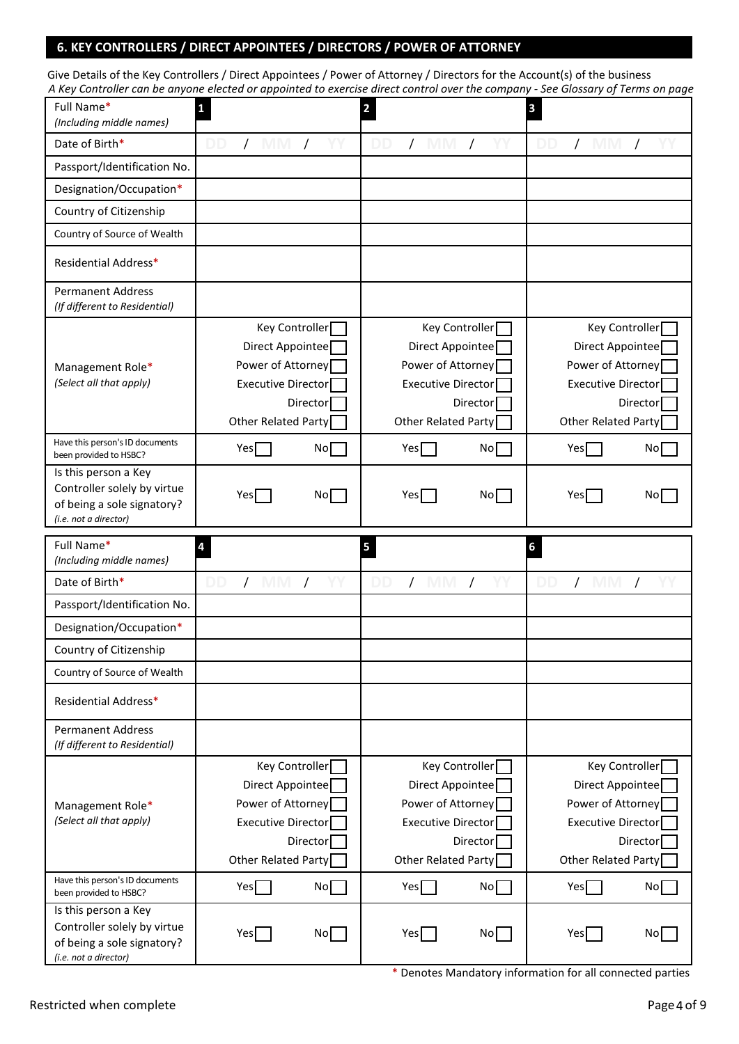## 6. KEY CONTROLLERS / DIRECT APPOINTEES / DIRECTORS / POWER OF ATTORNEY

Give Details of the Key Controllers / Direct Appointees / Power of Attorney / Directors for the Account(s) of the business

*A Key Controller can be anyone elected or appointed to exercise direct control over the company - See Glossary of Terms on page*

| | | | |
|---|---|---|---|
| Full Name* *(Including middle names)* | 1 | 2 | 3 |
| Date of Birth* | DD / MM / YY | DD / MM / YY | DD / MM / YY |
| Passport/Identification No. | | | |
| Designation/Occupation* | | | |
| Country of Citizenship | | | |
| Country of Source of Wealth | | | |
| Residential Address* | | | |
| Permanent Address *(If different to Residential)* | | | |
| Management Role* *(Select all that apply)* | Key Controller ☐ Direct Appointee ☐ Power of Attorney ☐ Executive Director ☐ Director ☐ Other Related Party ☐ | Key Controller ☐ Direct Appointee ☐ Power of Attorney ☐ Executive Director ☐ Director ☐ Other Related Party ☐ | Key Controller ☐ Direct Appointee ☐ Power of Attorney ☐ Executive Director ☐ Director ☐ Other Related Party ☐ |
| Have this person's ID documents been provided to HSBC? | Yes ☐ No ☐ | Yes ☐ No ☐ | Yes ☐ No ☐ |
| Is this person a Key Controller solely by virtue of being a sole signatory? *(i.e. not a director)* | Yes ☐ No ☐ | Yes ☐ No ☐ | Yes ☐ No ☐ |

| | | | |
|---|---|---|---|
| Full Name* *(Including middle names)* | 4 | 5 | 6 |
| Date of Birth* | DD / MM / YY | DD / MM / YY | DD / MM / YY |
| Passport/Identification No. | | | |
| Designation/Occupation* | | | |
| Country of Citizenship | | | |
| Country of Source of Wealth | | | |
| Residential Address* | | | |
| Permanent Address *(If different to Residential)* | | | |
| Management Role* *(Select all that apply)* | Key Controller ☐ Direct Appointee ☐ Power of Attorney ☐ Executive Director ☐ Director ☐ Other Related Party ☐ | Key Controller ☐ Direct Appointee ☐ Power of Attorney ☐ Executive Director ☐ Director ☐ Other Related Party ☐ | Key Controller ☐ Direct Appointee ☐ Power of Attorney ☐ Executive Director ☐ Director ☐ Other Related Party ☐ |
| Have this person's ID documents been provided to HSBC? | Yes ☐ No ☐ | Yes ☐ No ☐ | Yes ☐ No ☐ |
| Is this person a Key Controller solely by virtue of being a sole signatory? *(i.e. not a director)* | Yes ☐ No ☐ | Yes ☐ No ☐ | Yes ☐ No ☐ |

* Denotes Mandatory information for all connected parties

Restricted when complete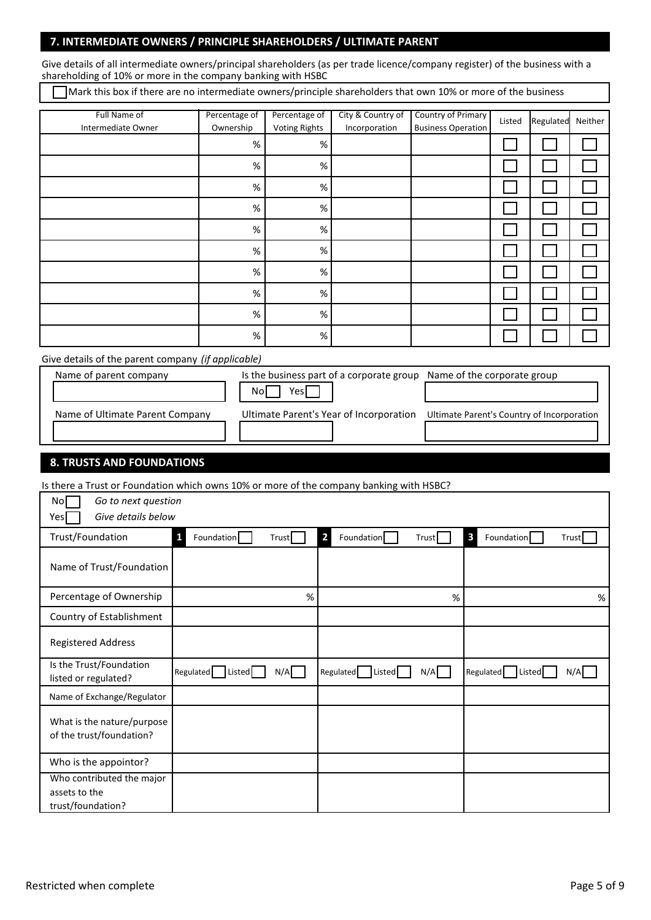## 7. INTERMEDIATE OWNERS / PRINCIPLE SHAREHOLDERS / ULTIMATE PARENT

Give details of all intermediate owners/principal shareholders (as per trade licence/company register) of the business with a shareholding of 10% or more in the company banking with HSBC

☐ Mark this box if there are no intermediate owners/principle shareholders that own 10% or more of the business

| Full Name of Intermediate Owner | Percentage of Ownership | Percentage of Voting Rights | City & Country of Incorporation | Country of Primary Business Operation | Listed | Regulated | Neither |
|---|---|---|---|---|---|---|---|
| | % | % | | | ☐ | ☐ | ☐ |
| | % | % | | | ☐ | ☐ | ☐ |
| | % | % | | | ☐ | ☐ | ☐ |
| | % | % | | | ☐ | ☐ | ☐ |
| | % | % | | | ☐ | ☐ | ☐ |
| | % | % | | | ☐ | ☐ | ☐ |
| | % | % | | | ☐ | ☐ | ☐ |
| | % | % | | | ☐ | ☐ | ☐ |
| | % | % | | | ☐ | ☐ | ☐ |
| | % | % | | | ☐ | ☐ | ☐ |

Give details of the parent company *(if applicable)*

| Name of parent company | Is the business part of a corporate group | Name of the corporate group |
|---|---|---|
| | No ☐ Yes ☐ | |
| **Name of Ultimate Parent Company** | **Ultimate Parent's Year of Incorporation** | **Ultimate Parent's Country of Incorporation** |
| | | |

## 8. TRUSTS AND FOUNDATIONS

Is there a Trust or Foundation which owns 10% or more of the company banking with HSBC?

No ☐ *Go to next question*

Yes ☐ *Give details below*

| Trust/Foundation | 1 Foundation ☐ Trust ☐ | 2 Foundation ☐ Trust ☐ | 3 Foundation ☐ Trust ☐ |
|---|---|---|---|
| Name of Trust/Foundation | | | |
| Percentage of Ownership | % | % | % |
| Country of Establishment | | | |
| Registered Address | | | |
| Is the Trust/Foundation listed or regulated? | Regulated ☐ Listed ☐ N/A ☐ | Regulated ☐ Listed ☐ N/A ☐ | Regulated ☐ Listed ☐ N/A ☐ |
| Name of Exchange/Regulator | | | |
| What is the nature/purpose of the trust/foundation? | | | |
| Who is the appointor? | | | |
| Who contributed the major assets to the trust/foundation? | | | |

Restricted when complete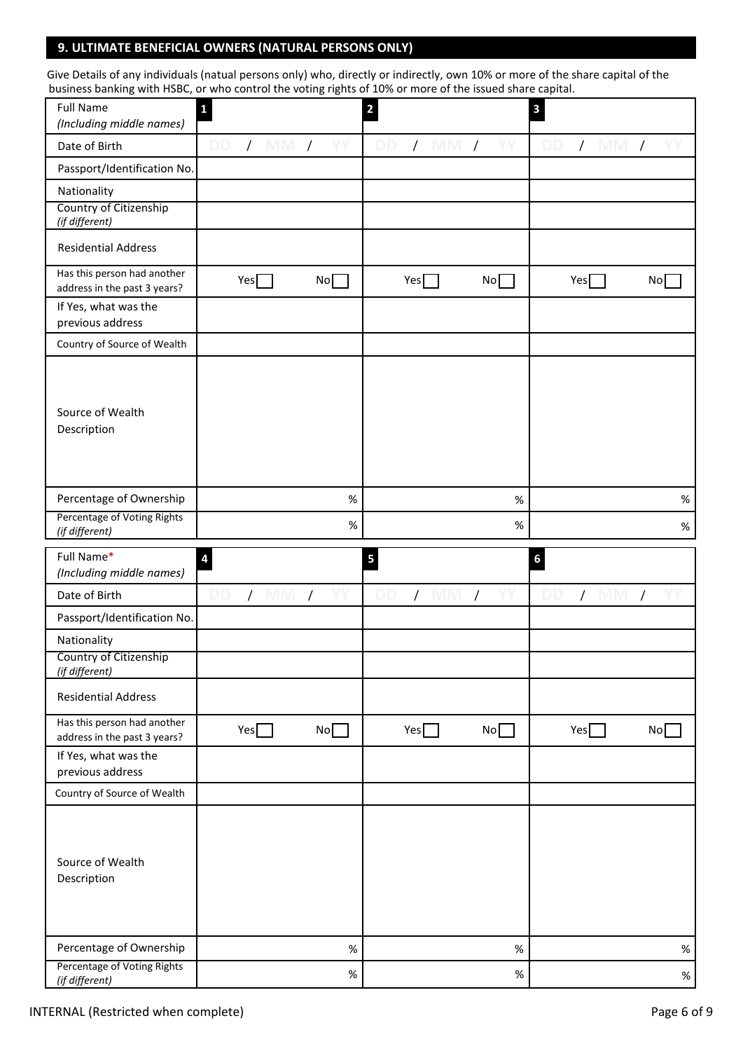## 9. ULTIMATE BENEFICIAL OWNERS (NATURAL PERSONS ONLY)

Give Details of any individuals (natual persons only) who, directly or indirectly, own 10% or more of the share capital of the business banking with HSBC, or who control the voting rights of 10% or more of the issued share capital.

| Full Name *(Including middle names)* | 1 | 2 | 3 |
|---|---|---|---|
| Date of Birth | DD / MM / YY | DD / MM / YY | DD / MM / YY |
| Passport/Identification No. | | | |
| Nationality | | | |
| Country of Citizenship *(if different)* | | | |
| Residential Address | | | |
| Has this person had another address in the past 3 years? | Yes ☐ No ☐ | Yes ☐ No ☐ | Yes ☐ No ☐ |
| If Yes, what was the previous address | | | |
| Country of Source of Wealth | | | |
| Source of Wealth Description | | | |
| Percentage of Ownership | % | % | % |
| Percentage of Voting Rights *(if different)* | % | % | % |

| Full Name* *(Including middle names)* | 4 | 5 | 6 |
|---|---|---|---|
| Date of Birth | DD / MM / YY | DD / MM / YY | DD / MM / YY |
| Passport/Identification No. | | | |
| Nationality | | | |
| Country of Citizenship *(if different)* | | | |
| Residential Address | | | |
| Has this person had another address in the past 3 years? | Yes ☐ No ☐ | Yes ☐ No ☐ | Yes ☐ No ☐ |
| If Yes, what was the previous address | | | |
| Country of Source of Wealth | | | |
| Source of Wealth Description | | | |
| Percentage of Ownership | % | % | % |
| Percentage of Voting Rights *(if different)* | % | % | % |

INTERNAL (Restricted when complete)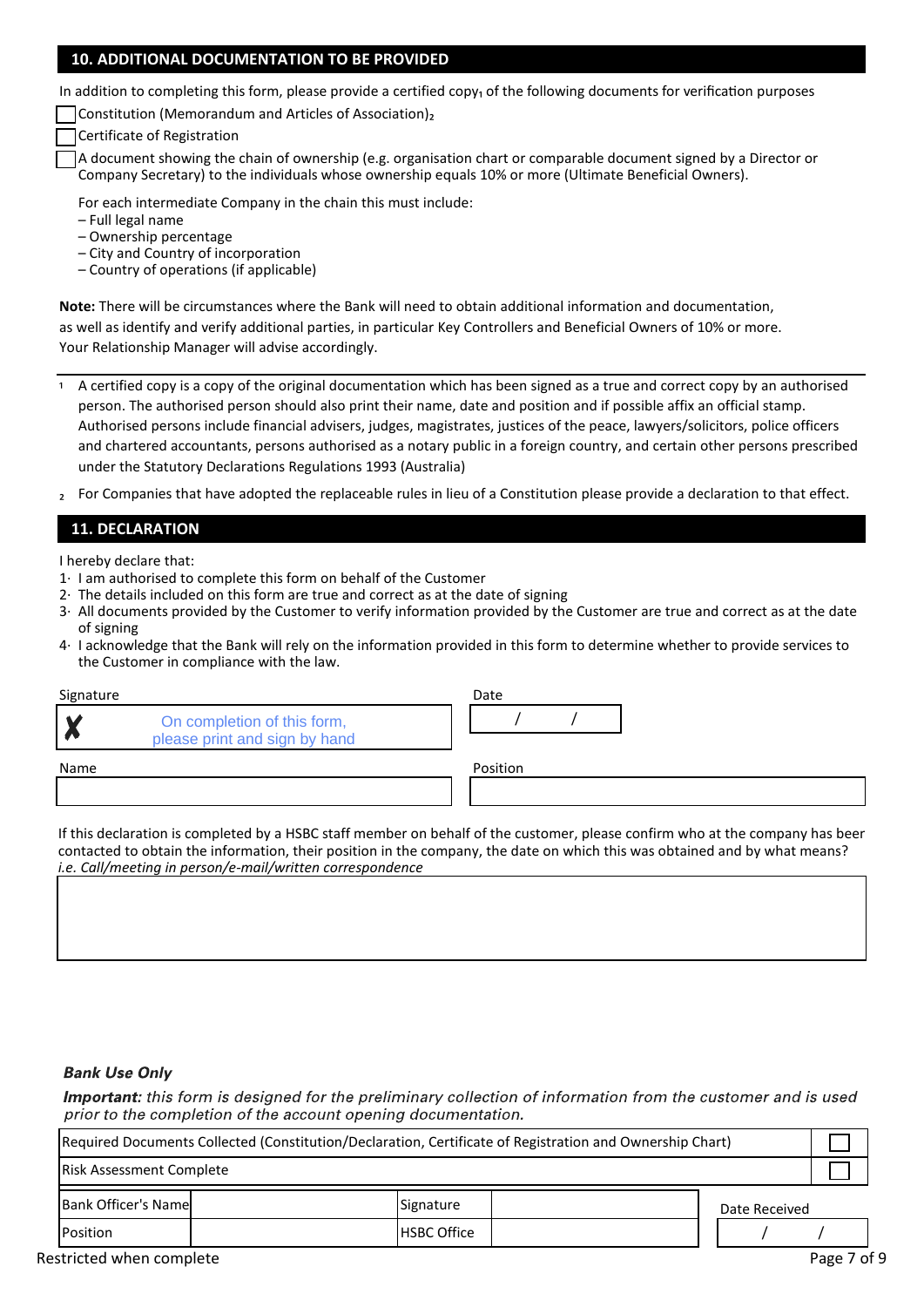## 10. ADDITIONAL DOCUMENTATION TO BE PROVIDED

In addition to completing this form, please provide a certified copy[1] of the following documents for verification purposes

- ☐ Constitution (Memorandum and Articles of Association)[2]
- ☐ Certificate of Registration
- ☐ A document showing the chain of ownership (e.g. organisation chart or comparable document signed by a Director or Company Secretary) to the individuals whose ownership equals 10% or more (Ultimate Beneficial Owners).

For each intermediate Company in the chain this must include:
– Full legal name
– Ownership percentage
– City and Country of incorporation
– Country of operations (if applicable)

**Note:** There will be circumstances where the Bank will need to obtain additional information and documentation, as well as identify and verify additional parties, in particular Key Controllers and Beneficial Owners of 10% or more. Your Relationship Manager will advise accordingly.

---

[1] A certified copy is a copy of the original documentation which has been signed as a true and correct copy by an authorised person. The authorised person should also print their name, date and position and if possible affix an official stamp. Authorised persons include financial advisers, judges, magistrates, justices of the peace, lawyers/solicitors, police officers and chartered accountants, persons authorised as a notary public in a foreign country, and certain other persons prescribed under the Statutory Declarations Regulations 1993 (Australia)

[2] For Companies that have adopted the replaceable rules in lieu of a Constitution please provide a declaration to that effect.

## 11. DECLARATION

I hereby declare that:

1. I am authorised to complete this form on behalf of the Customer
2. The details included on this form are true and correct as at the date of signing
3. All documents provided by the Customer to verify information provided by the Customer are true and correct as at the date of signing
4. I acknowledge that the Bank will rely on the information provided in this form to determine whether to provide services to the Customer in compliance with the law.

| Signature | Date |
|---|---|
| ✗ On completion of this form, please print and sign by hand | / / |
| **Name** | **Position** |
| | |

If this declaration is completed by a HSBC staff member on behalf of the customer, please confirm who at the company has been contacted to obtain the information, their position in the company, the date on which this was obtained and by what means?
*i.e. Call/meeting in person/e-mail/written correspondence*

| |
|---|
| |

***Bank Use Only***

***Important:*** *this form is designed for the preliminary collection of information from the customer and is used prior to the completion of the account opening documentation.*

| | |
|---|---|
| Required Documents Collected (Constitution/Declaration, Certificate of Registration and Ownership Chart) | ☐ |
| Risk Assessment Complete | ☐ |

| Bank Officer's Name | | Signature | | Date Received |
|---|---|---|---|---|
| Position | | HSBC Office | | / / |

Restricted when complete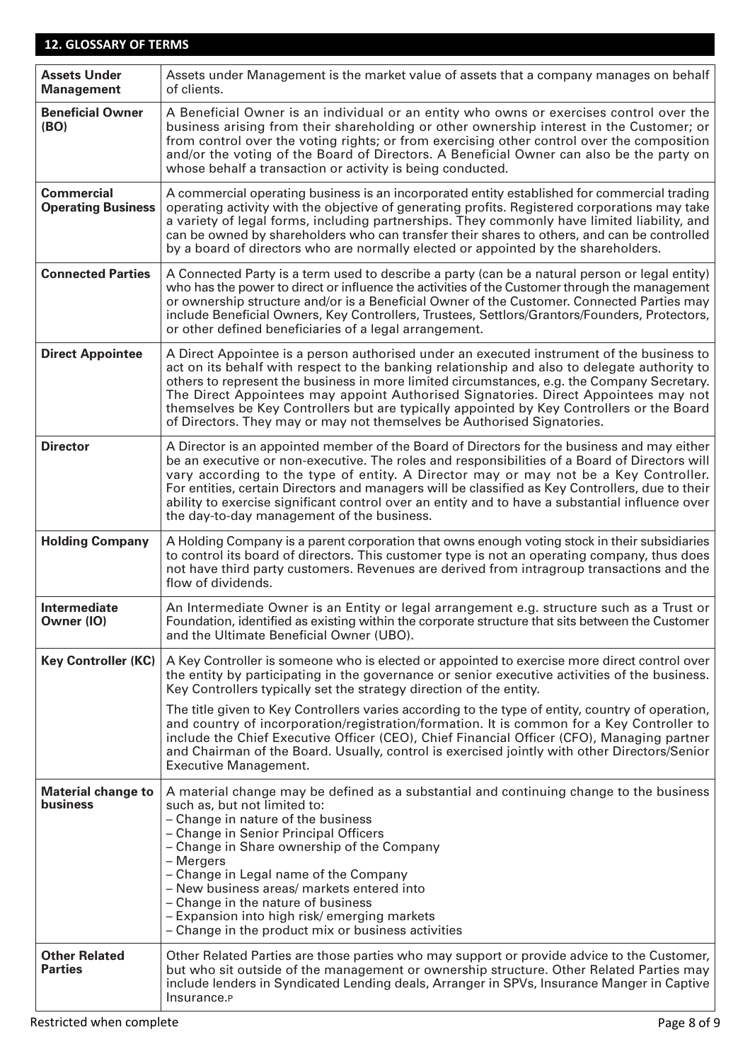## 12. GLOSSARY OF TERMS

| | |
|---|---|
| **Assets Under Management** | Assets under Management is the market value of assets that a company manages on behalf of clients. |
| **Beneficial Owner (BO)** | A Beneficial Owner is an individual or an entity who owns or exercises control over the business arising from their shareholding or other ownership interest in the Customer; or from control over the voting rights; or from exercising other control over the composition and/or the voting of the Board of Directors. A Beneficial Owner can also be the party on whose behalf a transaction or activity is being conducted. |
| **Commercial Operating Business** | A commercial operating business is an incorporated entity established for commercial trading operating activity with the objective of generating profits. Registered corporations may take a variety of legal forms, including partnerships. They commonly have limited liability, and can be owned by shareholders who can transfer their shares to others, and can be controlled by a board of directors who are normally elected or appointed by the shareholders. |
| **Connected Parties** | A Connected Party is a term used to describe a party (can be a natural person or legal entity) who has the power to direct or influence the activities of the Customer through the management or ownership structure and/or is a Beneficial Owner of the Customer. Connected Parties may include Beneficial Owners, Key Controllers, Trustees, Settlors/Grantors/Founders, Protectors, or other defined beneficiaries of a legal arrangement. |
| **Direct Appointee** | A Direct Appointee is a person authorised under an executed instrument of the business to act on its behalf with respect to the banking relationship and also to delegate authority to others to represent the business in more limited circumstances, e.g. the Company Secretary. The Direct Appointees may appoint Authorised Signatories. Direct Appointees may not themselves be Key Controllers but are typically appointed by Key Controllers or the Board of Directors. They may or may not themselves be Authorised Signatories. |
| **Director** | A Director is an appointed member of the Board of Directors for the business and may either be an executive or non-executive. The roles and responsibilities of a Board of Directors will vary according to the type of entity. A Director may or may not be a Key Controller. For entities, certain Directors and managers will be classified as Key Controllers, due to their ability to exercise significant control over an entity and to have a substantial influence over the day-to-day management of the business. |
| **Holding Company** | A Holding Company is a parent corporation that owns enough voting stock in their subsidiaries to control its board of directors. This customer type is not an operating company, thus does not have third party customers. Revenues are derived from intragroup transactions and the flow of dividends. |
| **Intermediate Owner (IO)** | An Intermediate Owner is an Entity or legal arrangement e.g. structure such as a Trust or Foundation, identified as existing within the corporate structure that sits between the Customer and the Ultimate Beneficial Owner (UBO). |
| **Key Controller (KC)** | A Key Controller is someone who is elected or appointed to exercise more direct control over the entity by participating in the governance or senior executive activities of the business. Key Controllers typically set the strategy direction of the entity.<br><br>The title given to Key Controllers varies according to the type of entity, country of operation, and country of incorporation/registration/formation. It is common for a Key Controller to include the Chief Executive Officer (CEO), Chief Financial Officer (CFO), Managing partner and Chairman of the Board. Usually, control is exercised jointly with other Directors/Senior Executive Management. |
| **Material change to business** | A material change may be defined as a substantial and continuing change to the business such as, but not limited to:<br>– Change in nature of the business<br>– Change in Senior Principal Officers<br>– Change in Share ownership of the Company<br>– Mergers<br>– Change in Legal name of the Company<br>– New business areas/ markets entered into<br>– Change in the nature of business<br>– Expansion into high risk/ emerging markets<br>– Change in the product mix or business activities |
| **Other Related Parties** | Other Related Parties are those parties who may support or provide advice to the Customer, but who sit outside of the management or ownership structure. Other Related Parties may include lenders in Syndicated Lending deals, Arranger in SPVs, Insurance Manger in Captive Insurance.P |

Restricted when complete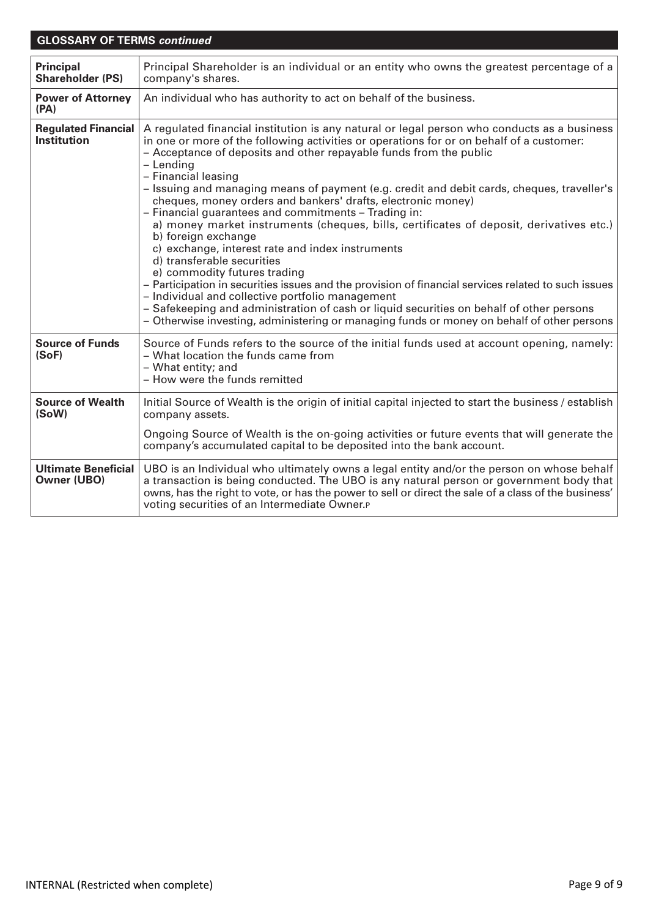## GLOSSARY OF TERMS *continued*

| | |
|---|---|
| **Principal Shareholder (PS)** | Principal Shareholder is an individual or an entity who owns the greatest percentage of a company's shares. |
| **Power of Attorney (PA)** | An individual who has authority to act on behalf of the business. |
| **Regulated Financial Institution** | A regulated financial institution is any natural or legal person who conducts as a business in one or more of the following activities or operations for or on behalf of a customer:<br>– Acceptance of deposits and other repayable funds from the public<br>– Lending<br>– Financial leasing<br>– Issuing and managing means of payment (e.g. credit and debit cards, cheques, traveller's cheques, money orders and bankers' drafts, electronic money)<br>– Financial guarantees and commitments – Trading in:<br>a) money market instruments (cheques, bills, certificates of deposit, derivatives etc.)<br>b) foreign exchange<br>c) exchange, interest rate and index instruments<br>d) transferable securities<br>e) commodity futures trading<br>– Participation in securities issues and the provision of financial services related to such issues<br>– Individual and collective portfolio management<br>– Safekeeping and administration of cash or liquid securities on behalf of other persons<br>– Otherwise investing, administering or managing funds or money on behalf of other persons |
| **Source of Funds (SoF)** | Source of Funds refers to the source of the initial funds used at account opening, namely:<br>– What location the funds came from<br>– What entity; and<br>– How were the funds remitted |
| **Source of Wealth (SoW)** | Initial Source of Wealth is the origin of initial capital injected to start the business / establish company assets.<br><br>Ongoing Source of Wealth is the on-going activities or future events that will generate the company's accumulated capital to be deposited into the bank account. |
| **Ultimate Beneficial Owner (UBO)** | UBO is an Individual who ultimately owns a legal entity and/or the person on whose behalf a transaction is being conducted. The UBO is any natural person or government body that owns, has the right to vote, or has the power to sell or direct the sale of a class of the business' voting securities of an Intermediate Owner.P |

INTERNAL (Restricted when complete)